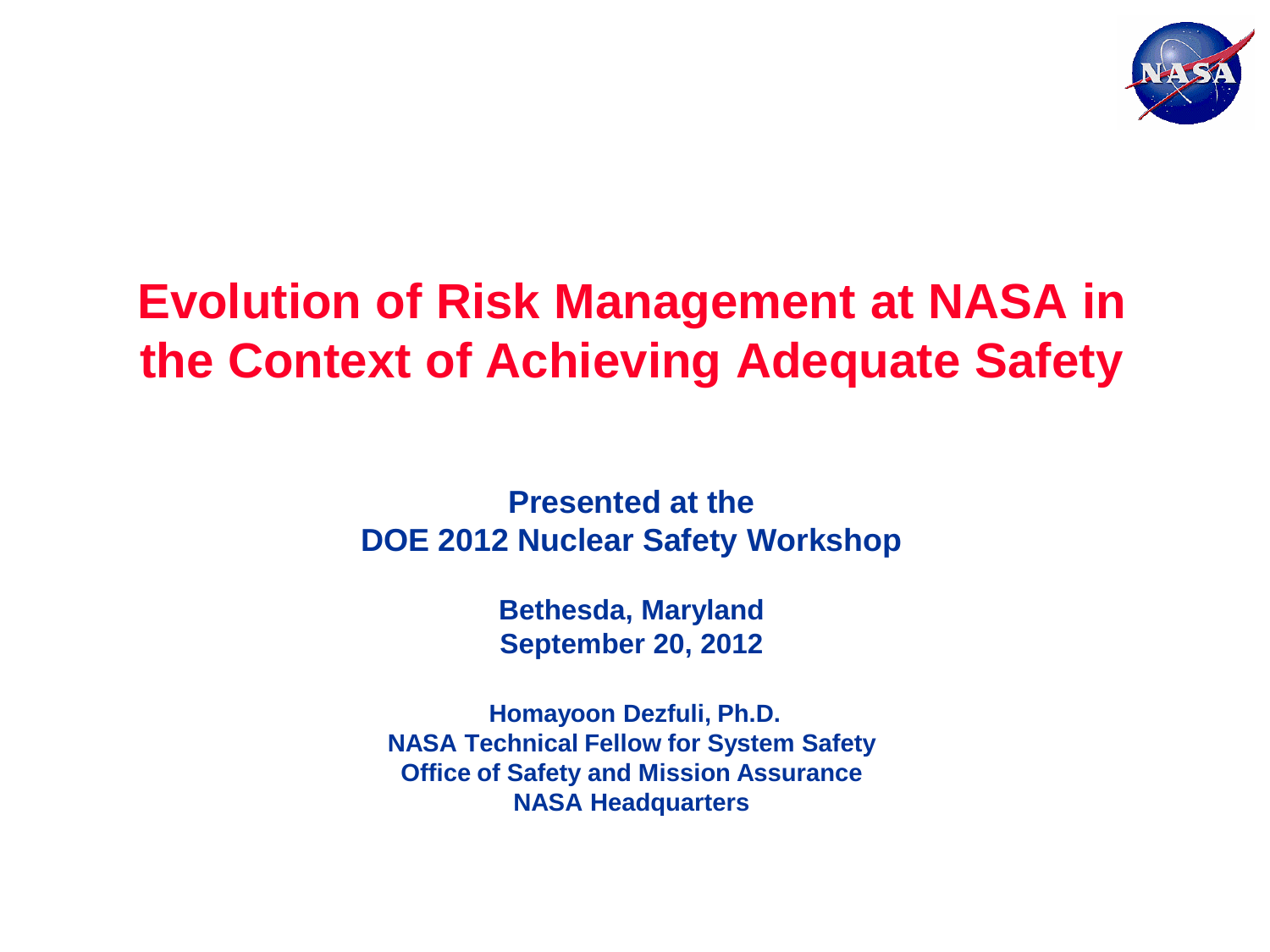# Evolution of Risk Management at NASA in the Context of Achieving Adequate Safety

**Presented at the**
**DOE 2012 Nuclear Safety Workshop**

**Bethesda, Maryland**
**September 20, 2012**

**Homayoon Dezfuli, Ph.D.**
**NASA Technical Fellow for System Safety**
**Office of Safety and Mission Assurance**
**NASA Headquarters**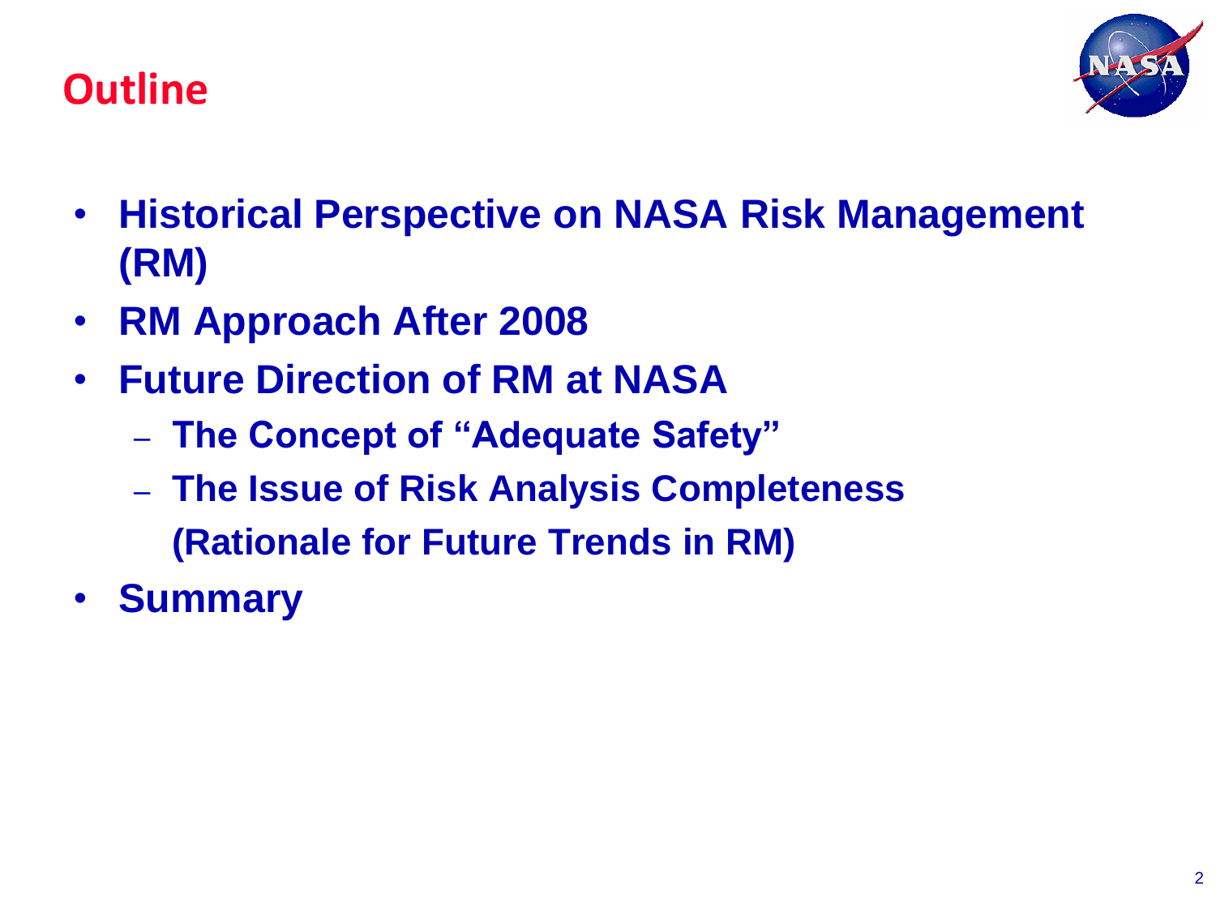# Outline

- **Historical Perspective on NASA Risk Management (RM)**
- **RM Approach After 2008**
- **Future Direction of RM at NASA**
  - **The Concept of "Adequate Safety"**
  - **The Issue of Risk Analysis Completeness (Rationale for Future Trends in RM)**
- **Summary**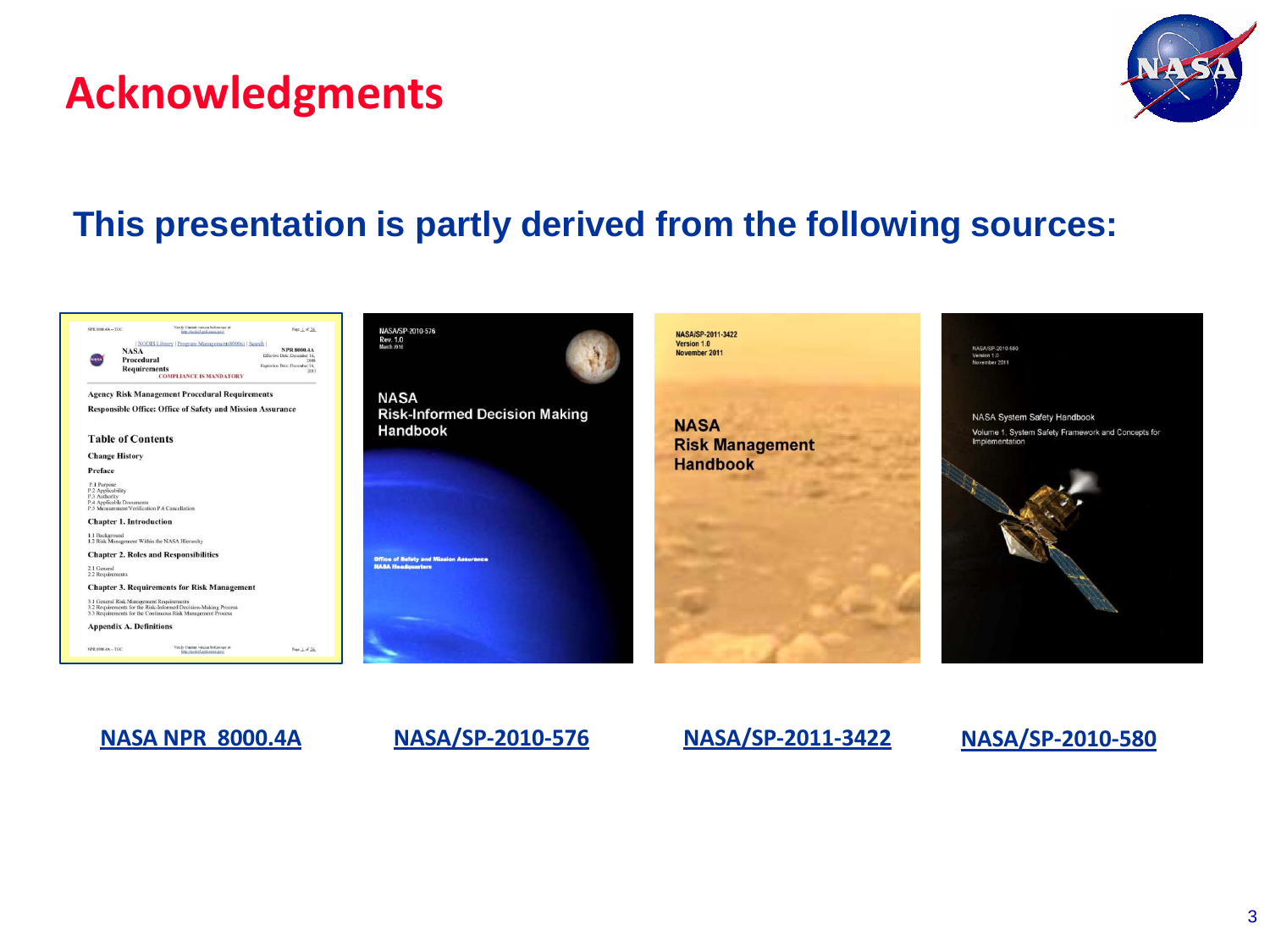# Acknowledgments

## This presentation is partly derived from the following sources:

NASA NPR 8000.4A

NASA/SP-2010-576

NASA/SP-2011-3422

NASA/SP-2010-580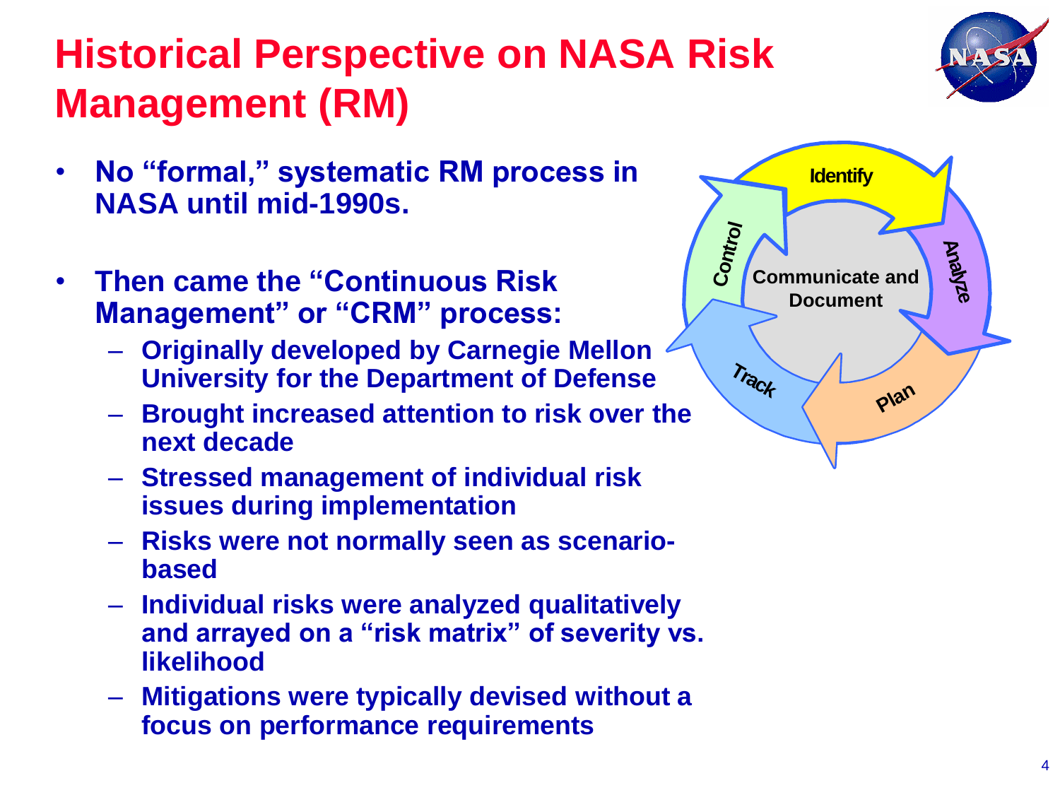# Historical Perspective on NASA Risk Management (RM)

- **No "formal," systematic RM process in NASA until mid-1990s.**
- **Then came the "Continuous Risk Management" or "CRM" process:**
  - **Originally developed by Carnegie Mellon University for the Department of Defense**
  - **Brought increased attention to risk over the next decade**
  - **Stressed management of individual risk issues during implementation**
  - **Risks were not normally seen as scenario-based**
  - **Individual risks were analyzed qualitatively and arrayed on a "risk matrix" of severity vs. likelihood**
  - **Mitigations were typically devised without a focus on performance requirements**

Identify → Analyze → Plan → Track → Control

Communicate and Document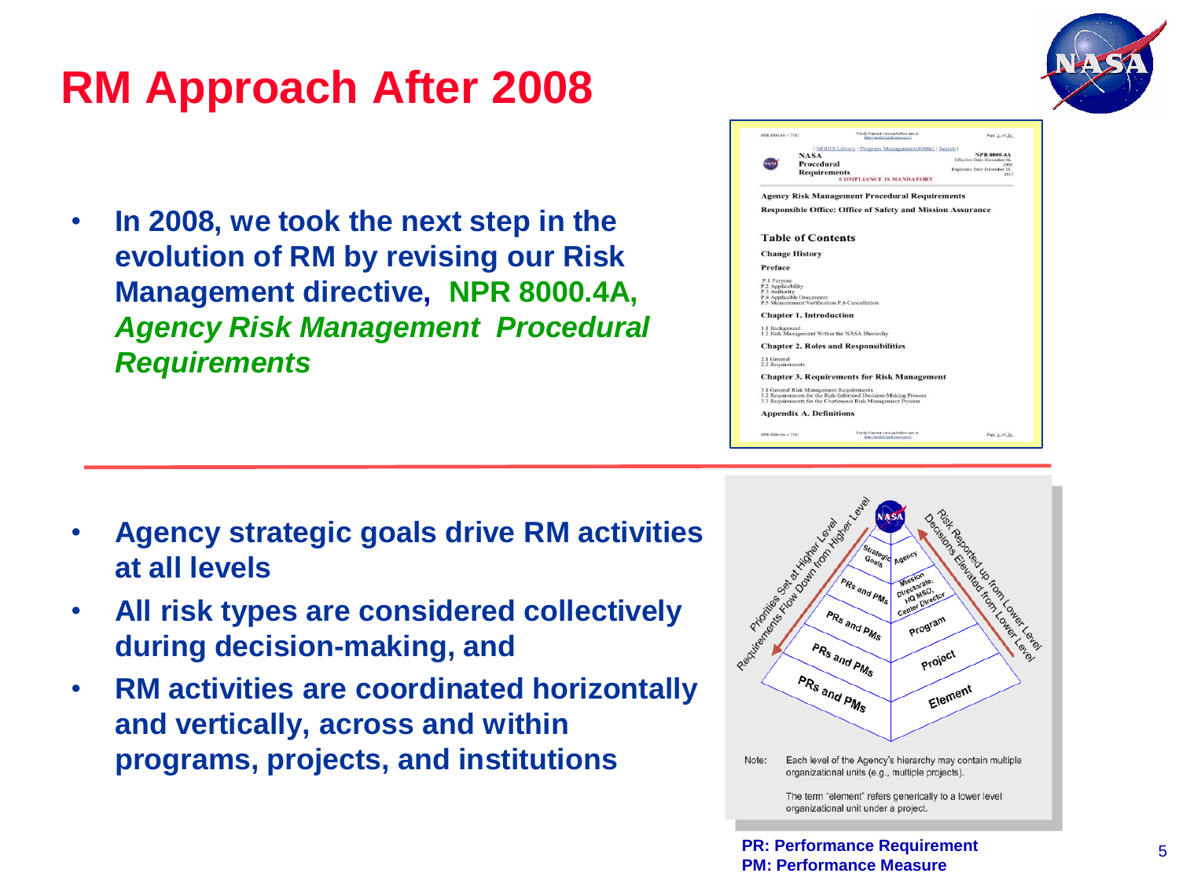# RM Approach After 2008

- In 2008, we took the next step in the evolution of RM by revising our Risk Management directive, **NPR 8000.4A, *Agency Risk Management Procedural Requirements***

---

- Agency strategic goals drive RM activities at all levels
- All risk types are considered collectively during decision-making, and
- RM activities are coordinated horizontally and vertically, across and within programs, projects, and institutions

Note: Each level of the Agency's hierarchy may contain multiple organizational units (e.g., multiple projects).

The term "element" refers generically to a lower level organizational unit under a project.

**PR: Performance Requirement**
**PM: Performance Measure**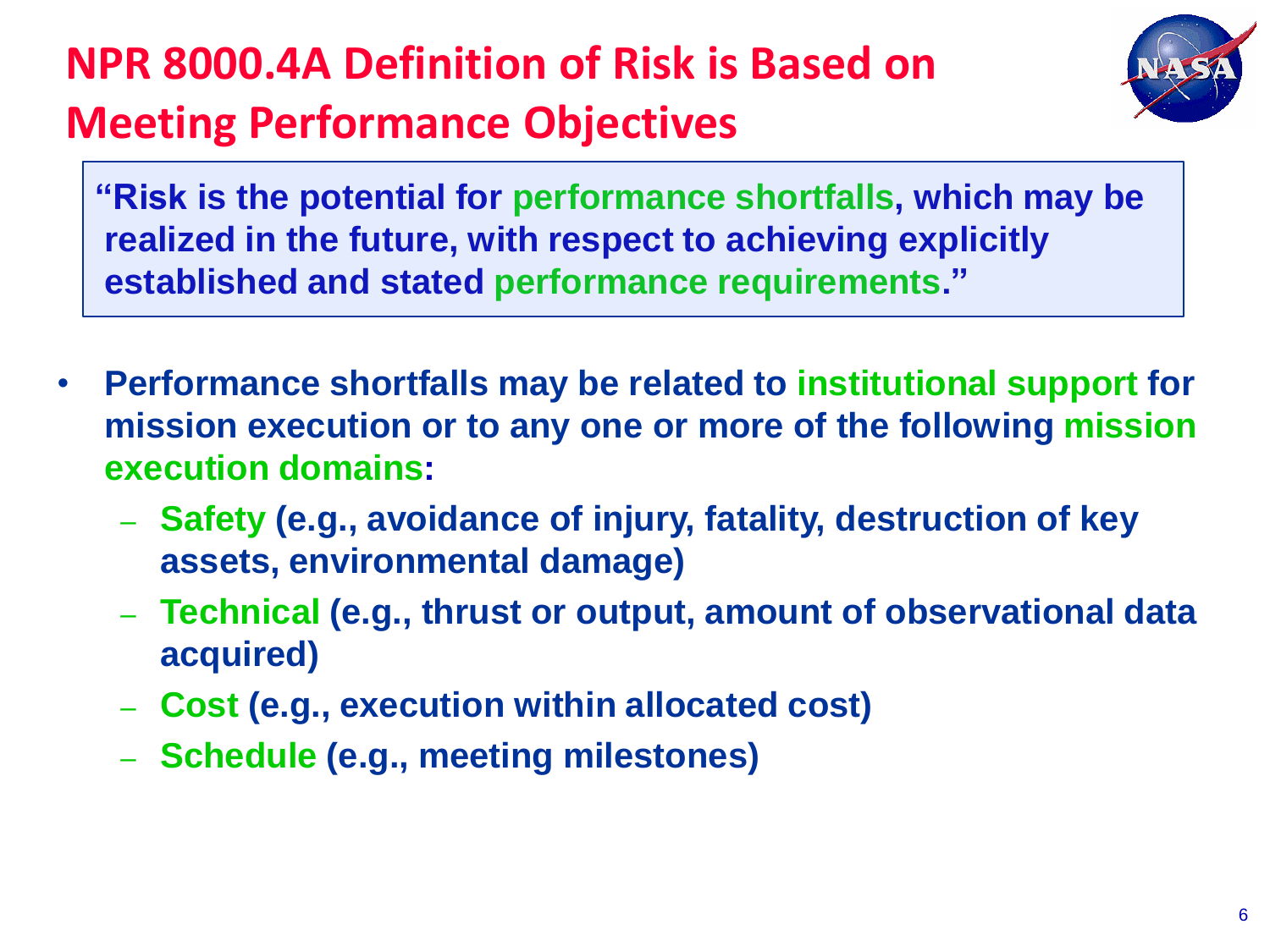# NPR 8000.4A Definition of Risk is Based on Meeting Performance Objectives

> **"Risk is the potential for performance shortfalls, which may be realized in the future, with respect to achieving explicitly established and stated performance requirements."**

- **Performance shortfalls may be related to institutional support for mission execution or to any one or more of the following mission execution domains:**
  - **Safety (e.g., avoidance of injury, fatality, destruction of key assets, environmental damage)**
  - **Technical (e.g., thrust or output, amount of observational data acquired)**
  - **Cost (e.g., execution within allocated cost)**
  - **Schedule (e.g., meeting milestones)**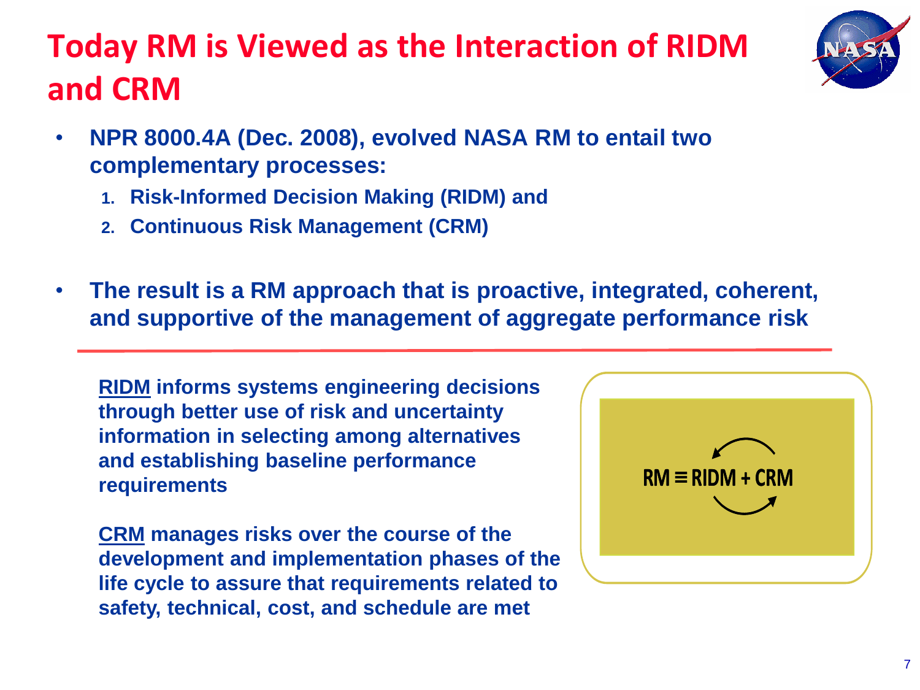# Today RM is Viewed as the Interaction of RIDM and CRM

- **NPR 8000.4A (Dec. 2008), evolved NASA RM to entail two complementary processes:**
  1. **Risk-Informed Decision Making (RIDM) and**
  2. **Continuous Risk Management (CRM)**

- **The result is a RM approach that is proactive, integrated, coherent, and supportive of the management of aggregate performance risk**

---

**RIDM informs systems engineering decisions through better use of risk and uncertainty information in selecting among alternatives and establishing baseline performance requirements**

**CRM manages risks over the course of the development and implementation phases of the life cycle to assure that requirements related to safety, technical, cost, and schedule are met**

$$RM \equiv RIDM + CRM$$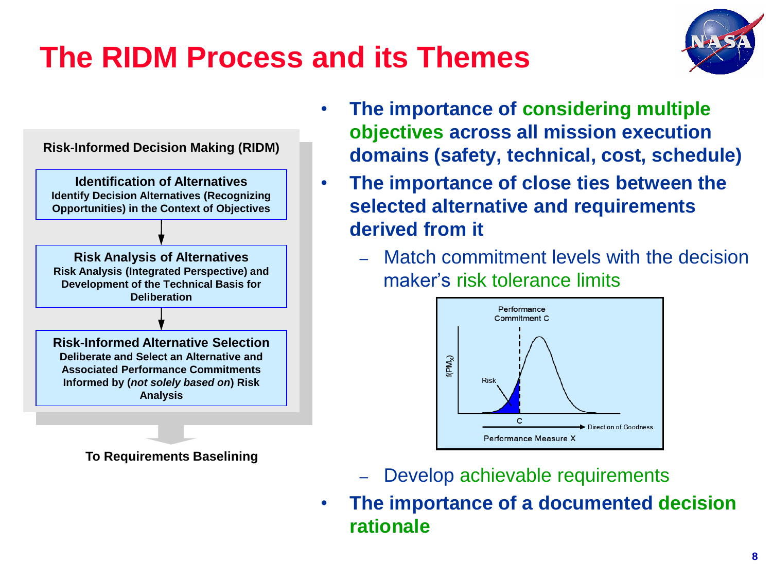# The RIDM Process and its Themes

**Risk-Informed Decision Making (RIDM)**

**Identification of Alternatives**
Identify Decision Alternatives (Recognizing Opportunities) in the Context of Objectives

**Risk Analysis of Alternatives**
Risk Analysis (Integrated Perspective) and Development of the Technical Basis for Deliberation

**Risk-Informed Alternative Selection**
Deliberate and Select an Alternative and Associated Performance Commitments Informed by (*not solely based on*) Risk Analysis

**To Requirements Baselining**

- **The importance of considering multiple objectives across all mission execution domains (safety, technical, cost, schedule)**
- **The importance of close ties between the selected alternative and requirements derived from it**
  - Match commitment levels with the decision maker's risk tolerance limits

    Performance Commitment C

    $f(PM_X)$

    Risk

    C

    Direction of Goodness

    Performance Measure X

  - Develop achievable requirements
- **The importance of a documented decision rationale**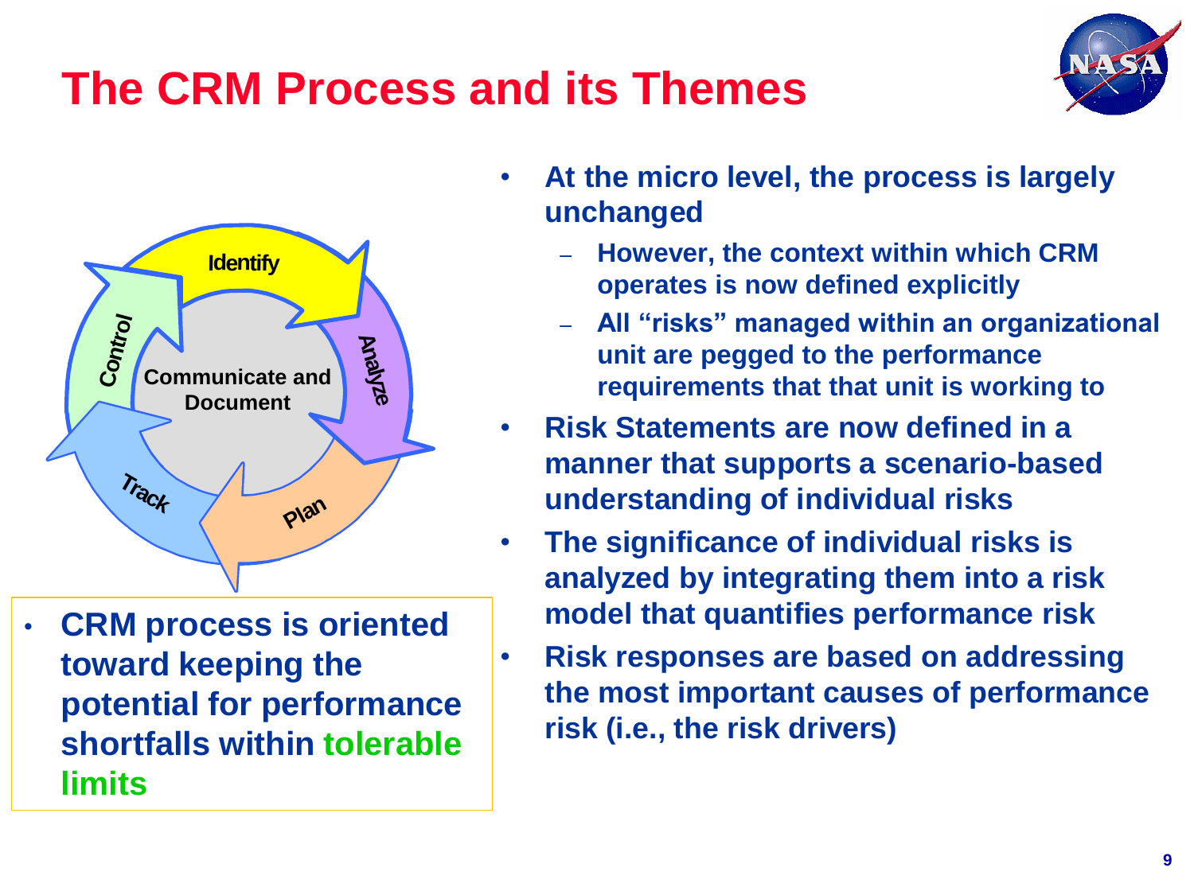# The CRM Process and its Themes

Identify
Analyze
Plan
Track
Control
Communicate and Document

- CRM process is oriented toward keeping the potential for performance shortfalls within tolerable limits

- At the micro level, the process is largely unchanged
  - However, the context within which CRM operates is now defined explicitly
  - All "risks" managed within an organizational unit are pegged to the performance requirements that that unit is working to
- Risk Statements are now defined in a manner that supports a scenario-based understanding of individual risks
- The significance of individual risks is analyzed by integrating them into a risk model that quantifies performance risk
- Risk responses are based on addressing the most important causes of performance risk (i.e., the risk drivers)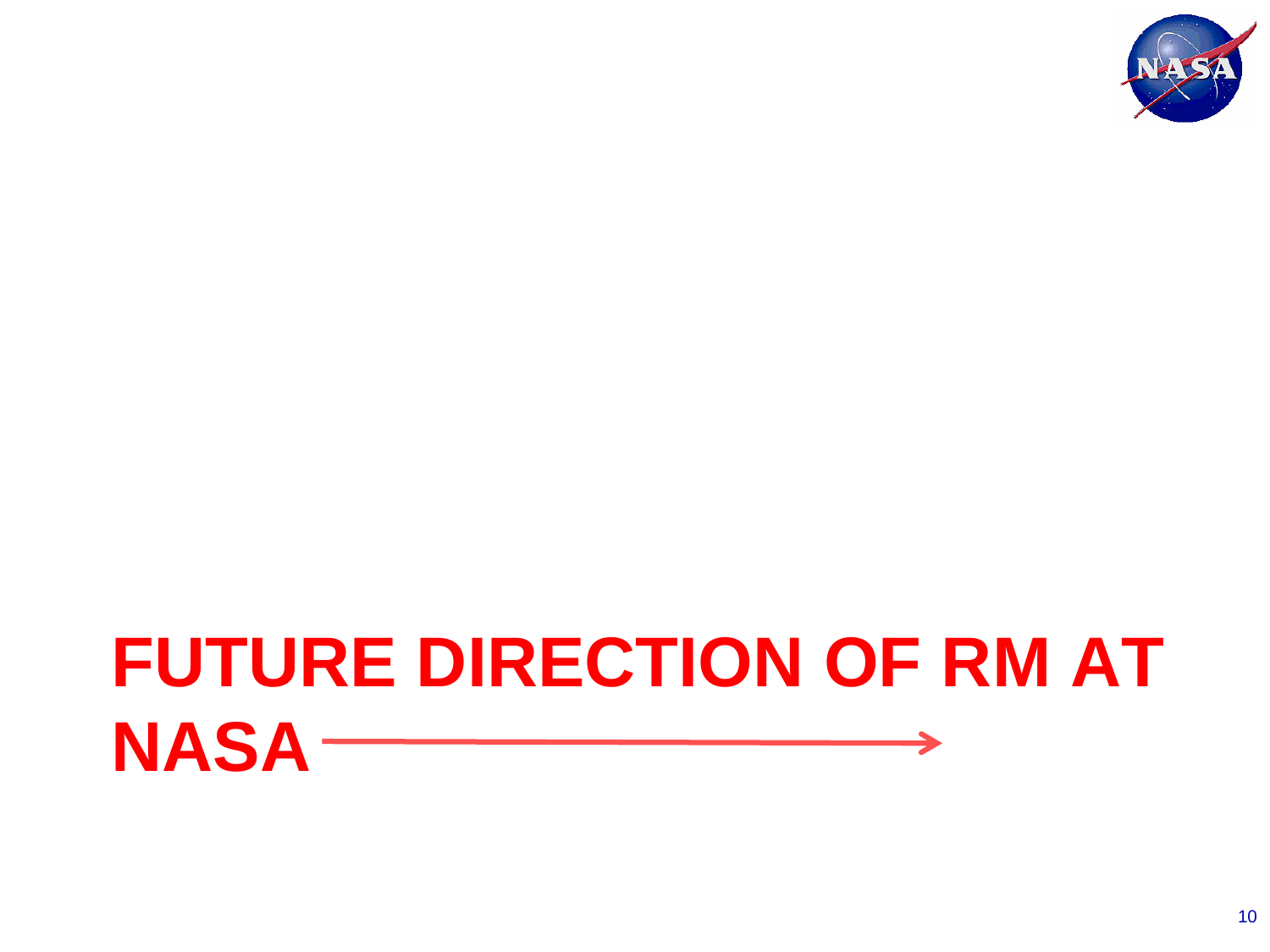# FUTURE DIRECTION OF RM AT NASA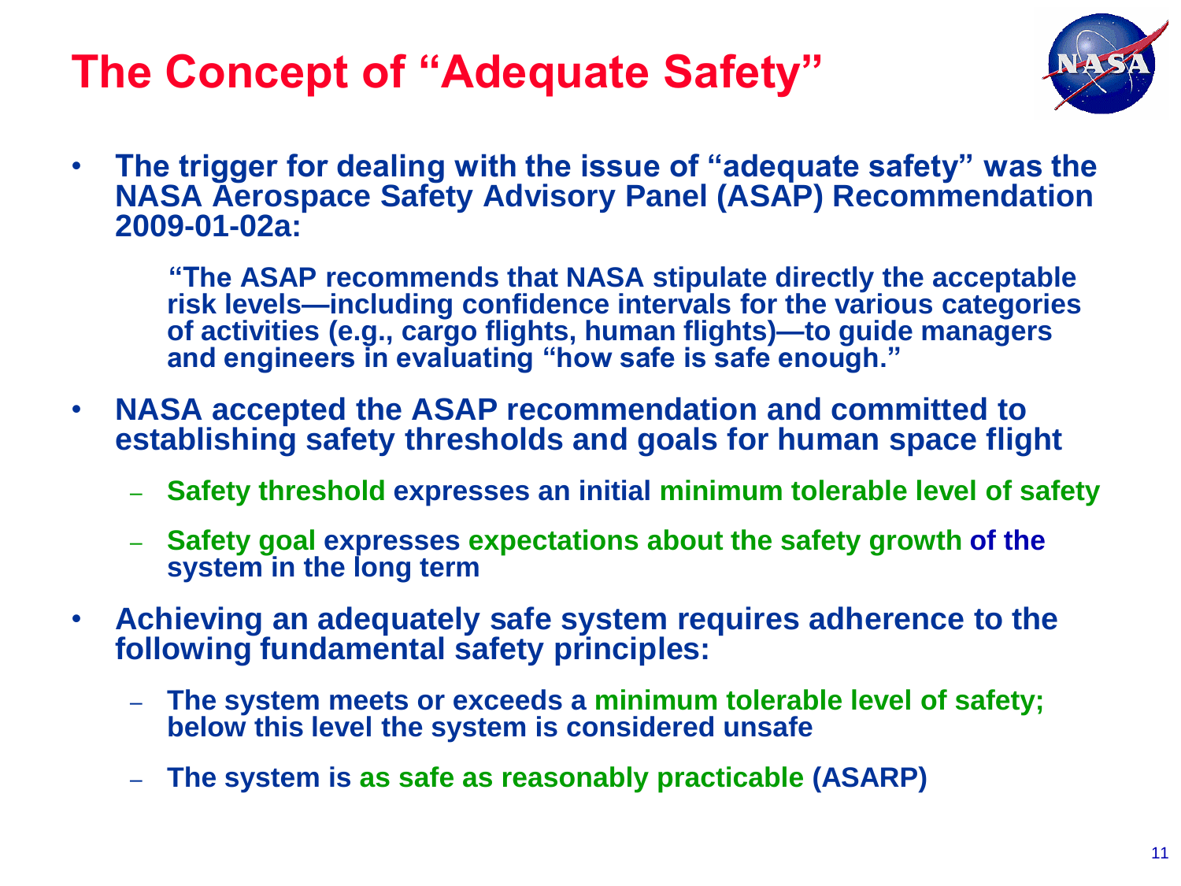# The Concept of "Adequate Safety"

- The trigger for dealing with the issue of "adequate safety" was the NASA Aerospace Safety Advisory Panel (ASAP) Recommendation 2009-01-02a:

  > "The ASAP recommends that NASA stipulate directly the acceptable risk levels—including confidence intervals for the various categories of activities (e.g., cargo flights, human flights)—to guide managers and engineers in evaluating "how safe is safe enough."

- NASA accepted the ASAP recommendation and committed to establishing safety thresholds and goals for human space flight
  - Safety threshold expresses an initial minimum tolerable level of safety
  - Safety goal expresses expectations about the safety growth of the system in the long term
- Achieving an adequately safe system requires adherence to the following fundamental safety principles:
  - The system meets or exceeds a minimum tolerable level of safety; below this level the system is considered unsafe
  - The system is as safe as reasonably practicable (ASARP)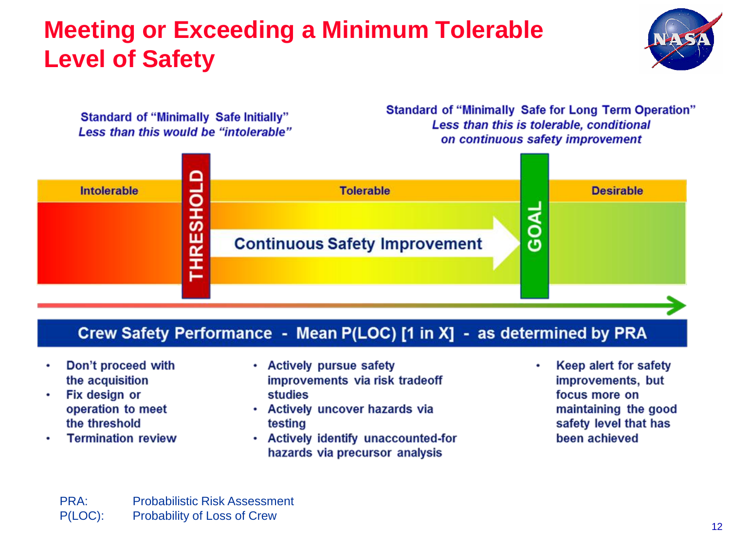# Meeting or Exceeding a Minimum Tolerable Level of Safety

**Standard of "Minimally Safe Initially"**
*Less than this would be "intolerable"*

**Standard of "Minimally Safe for Long Term Operation"**
*Less than this is tolerable, conditional on continuous safety improvement*

| Intolerable | THRESHOLD | Tolerable | GOAL | Desirable |
|---|---|---|---|---|
| | | Continuous Safety Improvement | | |

**Crew Safety Performance - Mean P(LOC) [1 in X] - as determined by PRA**

**Intolerable:**

- Don't proceed with the acquisition
- Fix design or operation to meet the threshold
- Termination review

**Tolerable:**

- Actively pursue safety improvements via risk tradeoff studies
- Actively uncover hazards via testing
- Actively identify unaccounted-for hazards via precursor analysis

**Desirable:**

- Keep alert for safety improvements, but focus more on maintaining the good safety level that has been achieved

PRA: Probabilistic Risk Assessment
P(LOC): Probability of Loss of Crew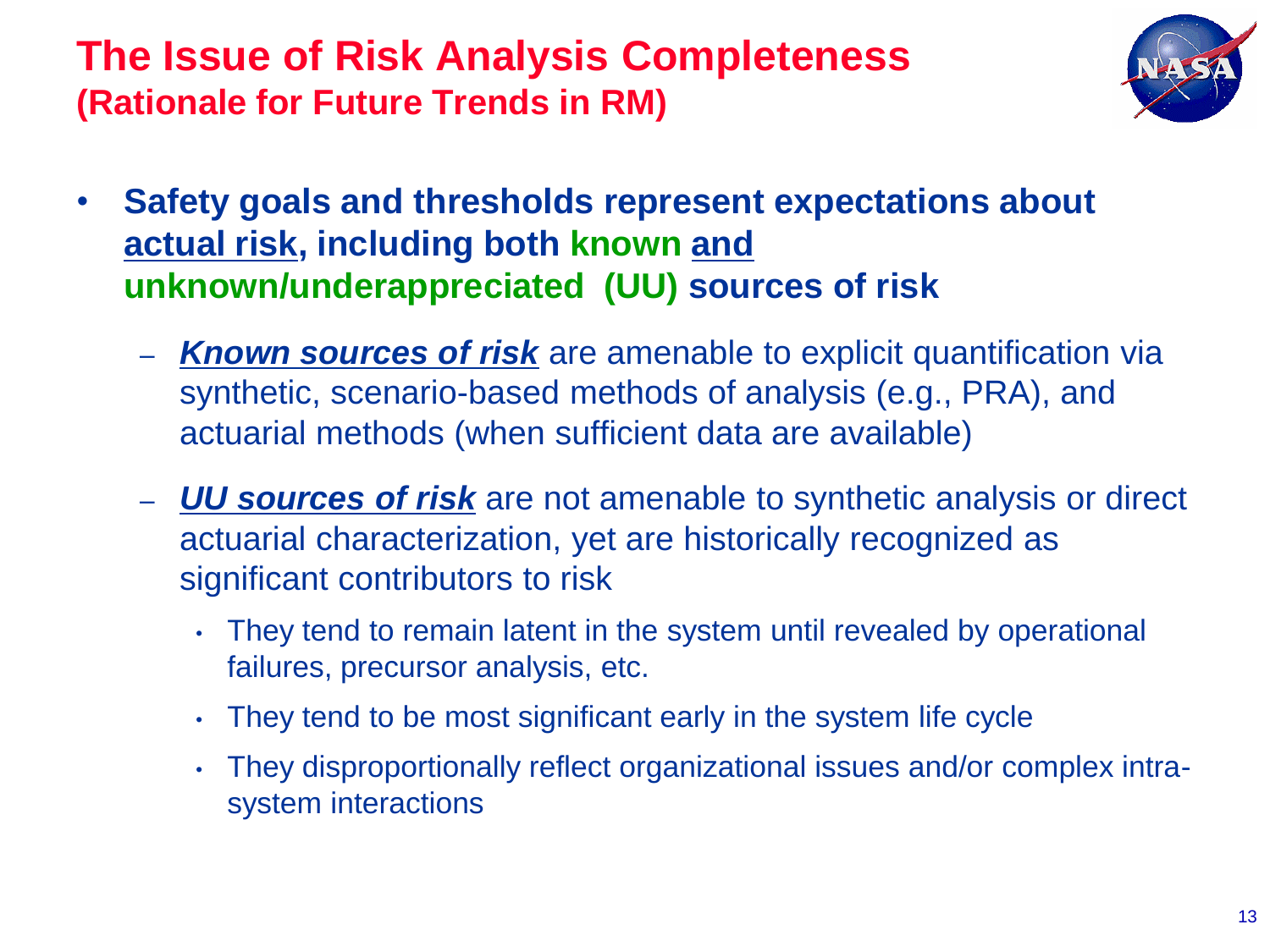# The Issue of Risk Analysis Completeness
## (Rationale for Future Trends in RM)

- **Safety goals and thresholds represent expectations about actual risk, including both known and unknown/underappreciated (UU) sources of risk**
  - ***Known sources of risk*** are amenable to explicit quantification via synthetic, scenario-based methods of analysis (e.g., PRA), and actuarial methods (when sufficient data are available)
  - ***UU sources of risk*** are not amenable to synthetic analysis or direct actuarial characterization, yet are historically recognized as significant contributors to risk
    - They tend to remain latent in the system until revealed by operational failures, precursor analysis, etc.
    - They tend to be most significant early in the system life cycle
    - They disproportionally reflect organizational issues and/or complex intra-system interactions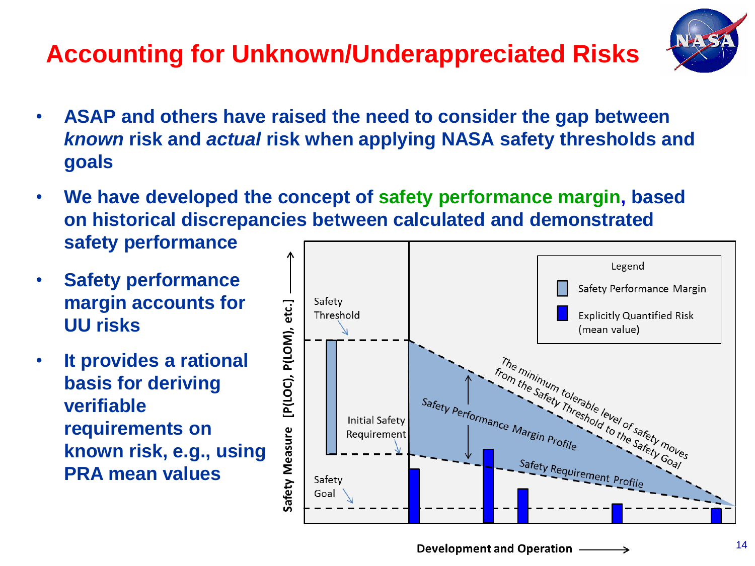# Accounting for Unknown/Underappreciated Risks

- **ASAP and others have raised the need to consider the gap between *known* risk and *actual* risk when applying NASA safety thresholds and goals**
- **We have developed the concept of safety performance margin, based on historical discrepancies between calculated and demonstrated safety performance**
- **Safety performance margin accounts for UU risks**
- **It provides a rational basis for deriving verifiable requirements on known risk, e.g., using PRA mean values**

Legend: Safety Performance Margin; Explicitly Quantified Risk (mean value)

Safety Threshold

Initial Safety Requirement

Safety Goal

The minimum tolerable level of safety moves from the Safety Threshold to the Safety Goal

Safety Performance Margin Profile

Safety Requirement Profile

Safety Measure [P(LOC), P(LOM), etc.]

Development and Operation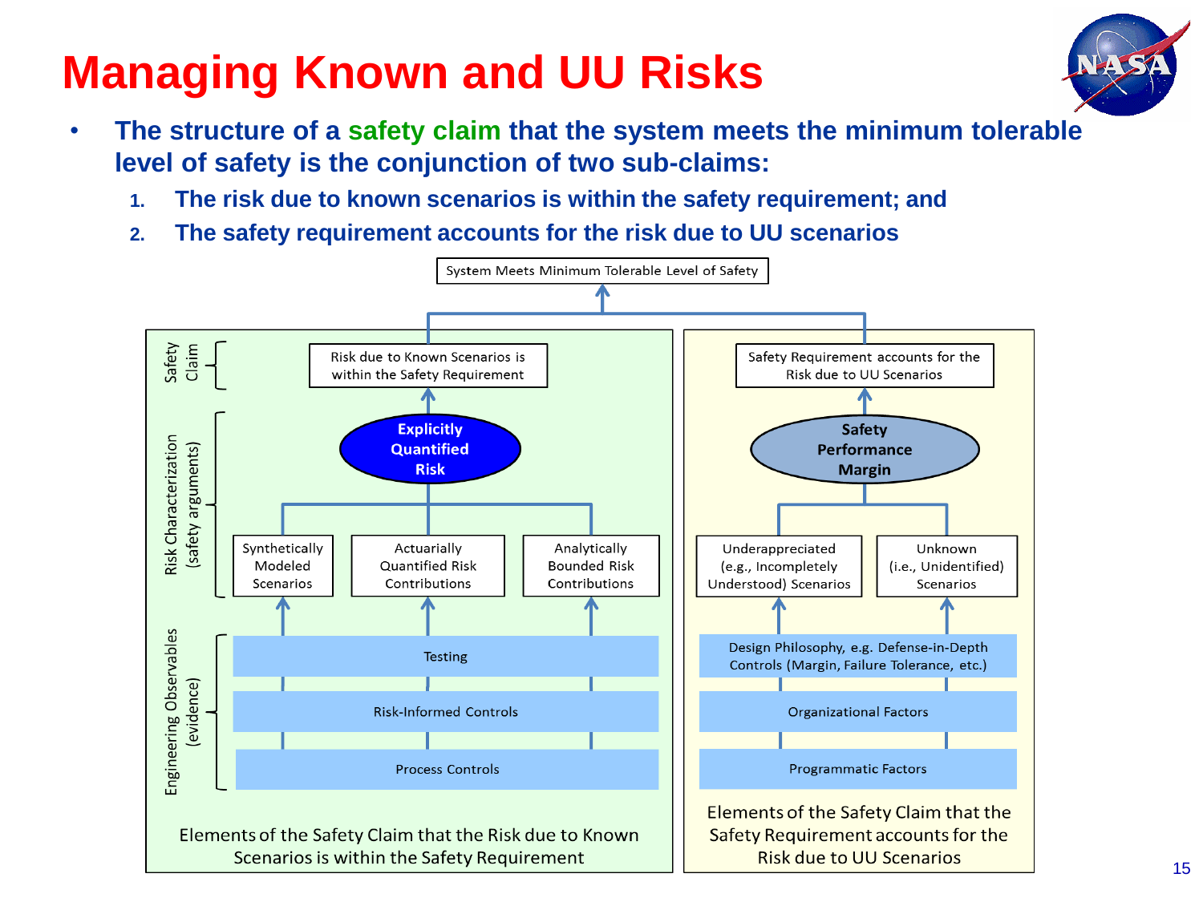# Managing Known and UU Risks

- **The structure of a safety claim that the system meets the minimum tolerable level of safety is the conjunction of two sub-claims:**
  1. **The risk due to known scenarios is within the safety requirement; and**
  2. **The safety requirement accounts for the risk due to UU scenarios**

System Meets Minimum Tolerable Level of Safety

**Elements of the Safety Claim that the Risk due to Known Scenarios is within the Safety Requirement**

- Safety Claim: Risk due to Known Scenarios is within the Safety Requirement
- Risk Characterization (safety arguments): **Explicitly Quantified Risk**
  - Synthetically Modeled Scenarios
  - Actuarially Quantified Risk Contributions
  - Analytically Bounded Risk Contributions
- Engineering Observables (evidence):
  - Testing
  - Risk-Informed Controls
  - Process Controls

**Elements of the Safety Claim that the Safety Requirement accounts for the Risk due to UU Scenarios**

- Safety Requirement accounts for the Risk due to UU Scenarios
- **Safety Performance Margin**
  - Underappreciated (e.g., Incompletely Understood) Scenarios
  - Unknown (i.e., Unidentified) Scenarios
- Evidence:
  - Design Philosophy, e.g. Defense-in-Depth Controls (Margin, Failure Tolerance, etc.)
  - Organizational Factors
  - Programmatic Factors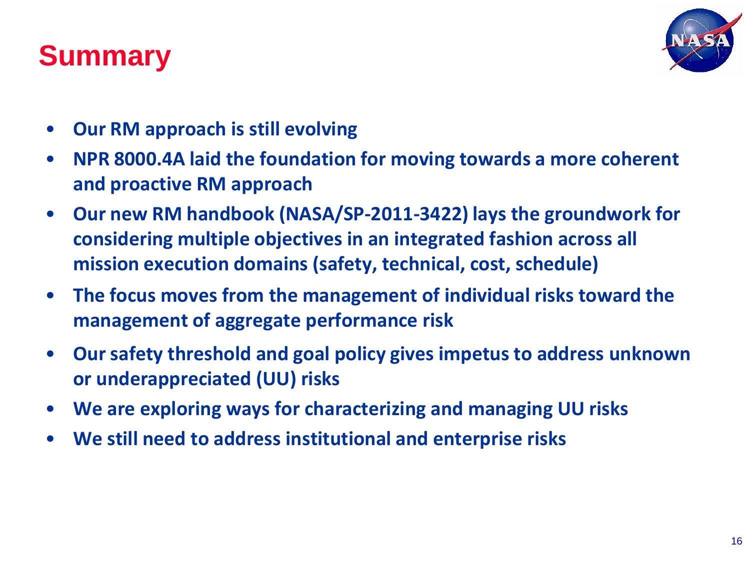# Summary

- **Our RM approach is still evolving**
- **NPR 8000.4A laid the foundation for moving towards a more coherent and proactive RM approach**
- **Our new RM handbook (NASA/SP-2011-3422) lays the groundwork for considering multiple objectives in an integrated fashion across all mission execution domains (safety, technical, cost, schedule)**
- **The focus moves from the management of individual risks toward the management of aggregate performance risk**
- **Our safety threshold and goal policy gives impetus to address unknown or underappreciated (UU) risks**
- **We are exploring ways for characterizing and managing UU risks**
- **We still need to address institutional and enterprise risks**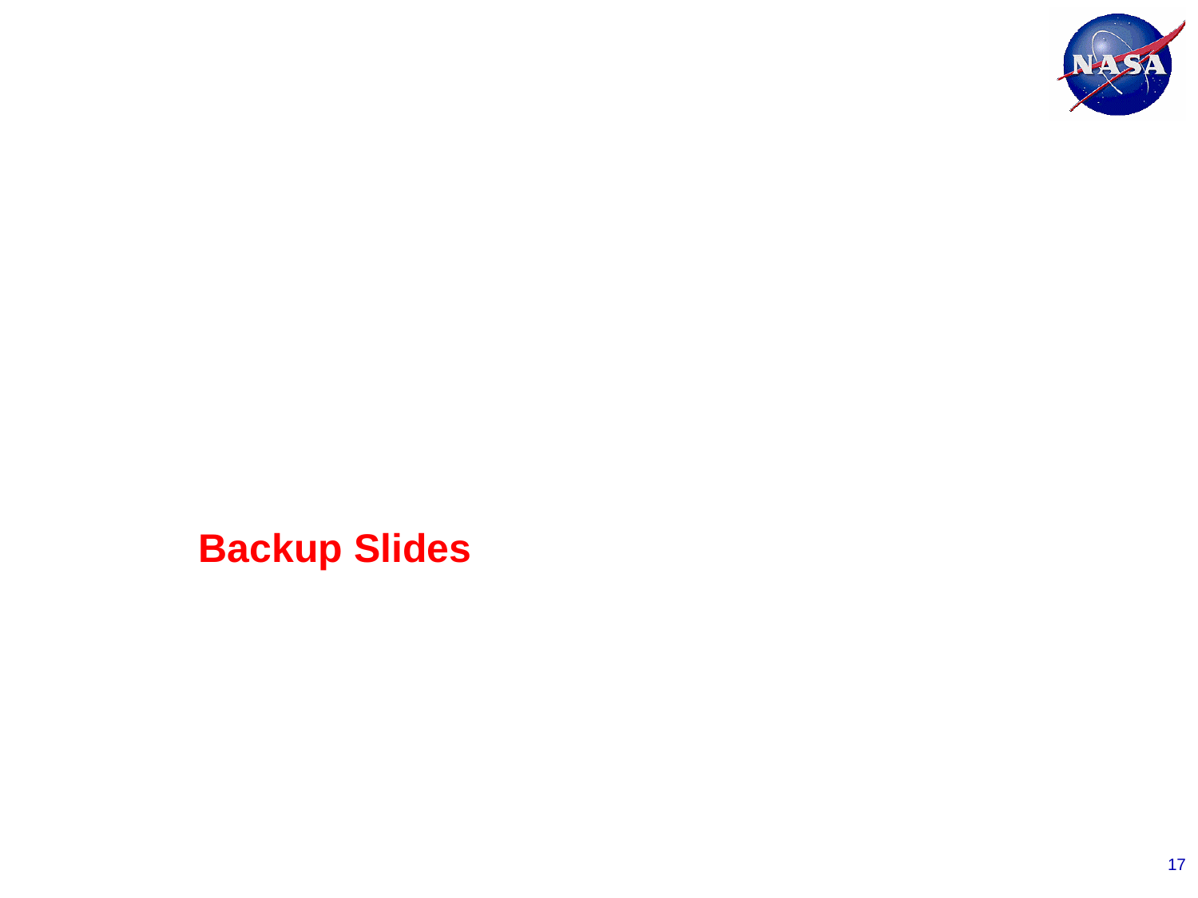# Backup Slides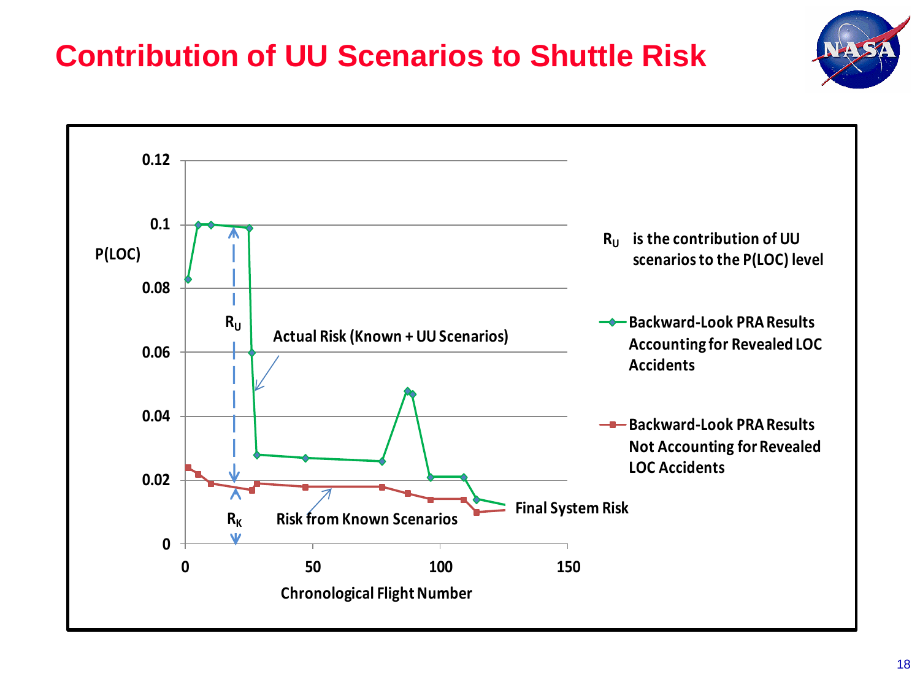# Contribution of UU Scenarios to Shuttle Risk

P(LOC)

0.12

0.1

0.08

0.06

0.04

0.02

0

0 50 100 150

Chronological Flight Number

$R_U$

$R_K$

Actual Risk (Known + UU Scenarios)

Risk from Known Scenarios

Final System Risk

$R_U$ is the contribution of UU scenarios to the P(LOC) level

Backward-Look PRA Results Accounting for Revealed LOC Accidents

Backward-Look PRA Results Not Accounting for Revealed LOC Accidents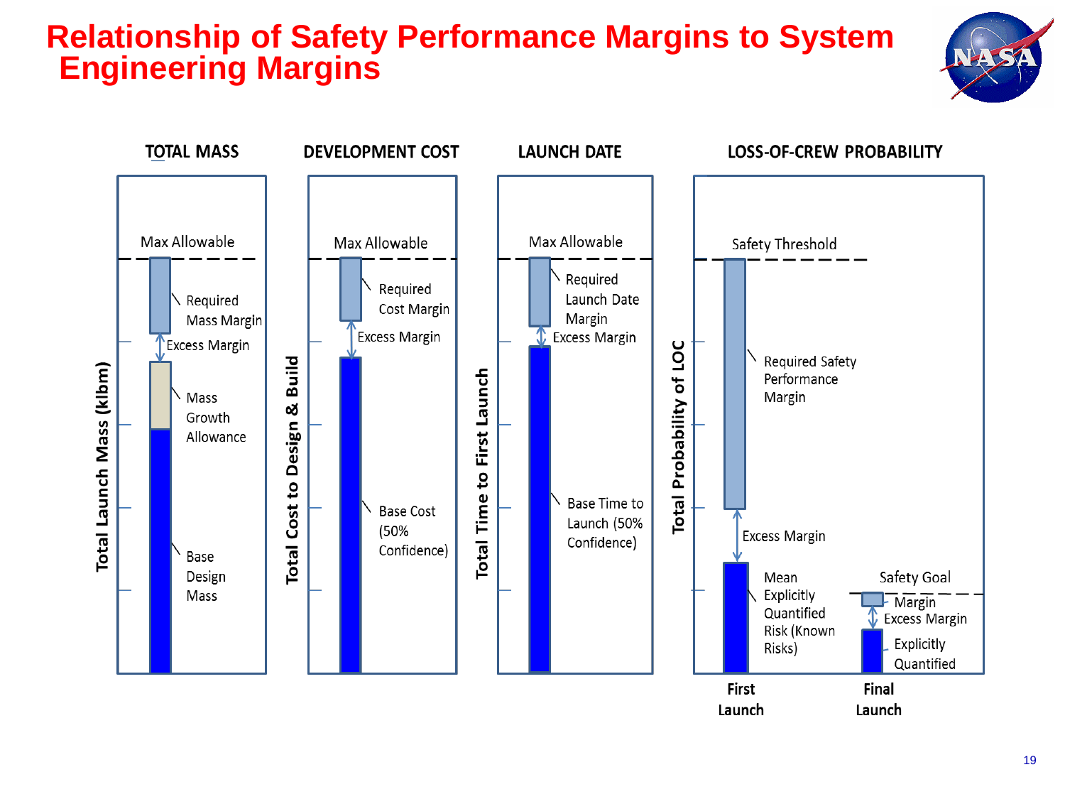# Relationship of Safety Performance Margins to System Engineering Margins

TOTAL MASS

Total Launch Mass (klbm)

Max Allowable

Required Mass Margin

Excess Margin

Mass Growth Allowance

Base Design Mass

DEVELOPMENT COST

Total Cost to Design & Build

Max Allowable

Required Cost Margin

Excess Margin

Base Cost (50% Confidence)

LAUNCH DATE

Total Time to First Launch

Max Allowable

Required Launch Date Margin

Excess Margin

Base Time to Launch (50% Confidence)

LOSS-OF-CREW PROBABILITY

Total Probability of LOC

Safety Threshold

Required Safety Performance Margin

Excess Margin

Mean Explicitly Quantified Risk (Known Risks)

Safety Goal

Margin

Excess Margin

Explicitly Quantified

First Launch

Final Launch